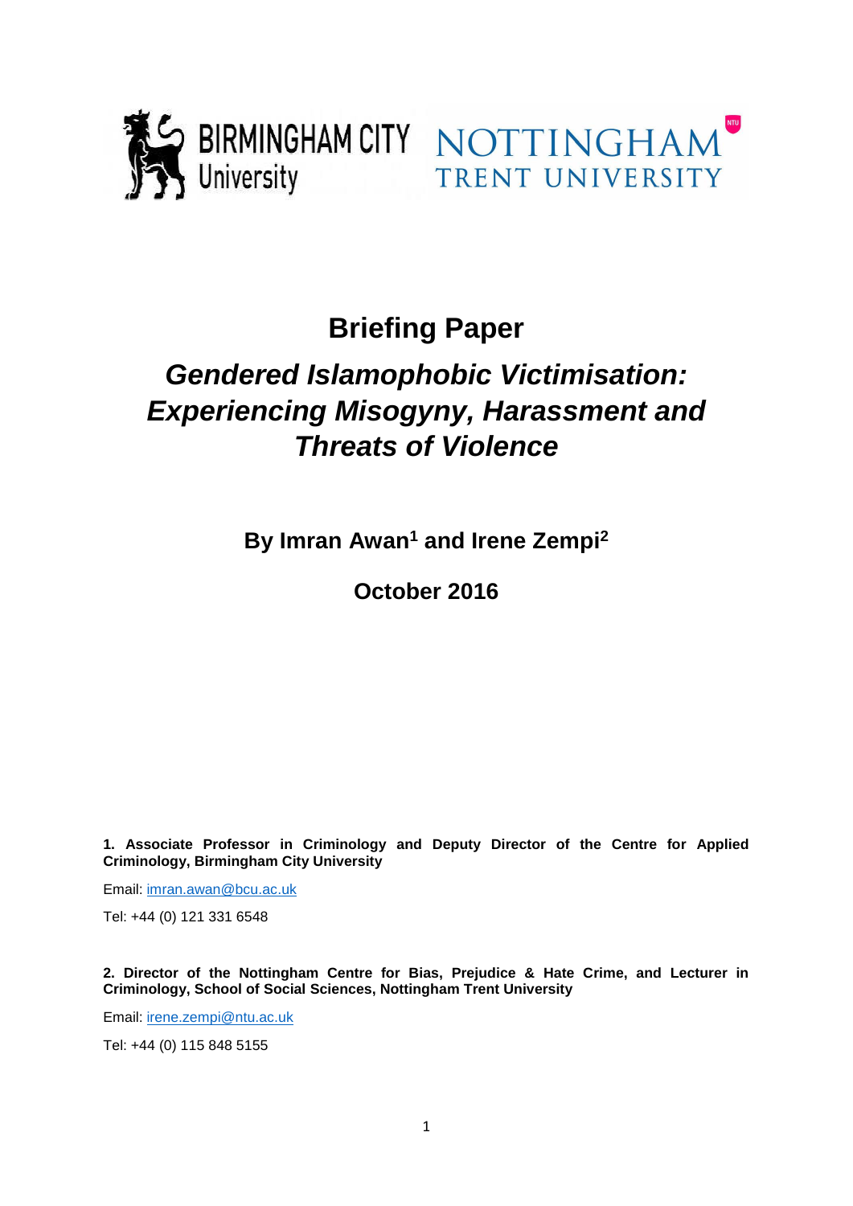# Briefing Paper

## *Gendered Islamophobic Victimisation: Experiencing Misogyny, Harassment and Threats of Violence*

**By Imran Awan[1] and Irene Zempi[2]**

**October 2016**

**1. Associate Professor in Criminology and Deputy Director of the Centre for Applied Criminology, Birmingham City University**

Email: imran.awan@bcu.ac.uk

Tel: +44 (0) 121 331 6548

**2. Director of the Nottingham Centre for Bias, Prejudice & Hate Crime, and Lecturer in Criminology, School of Social Sciences, Nottingham Trent University**

Email: irene.zempi@ntu.ac.uk

Tel: +44 (0) 115 848 5155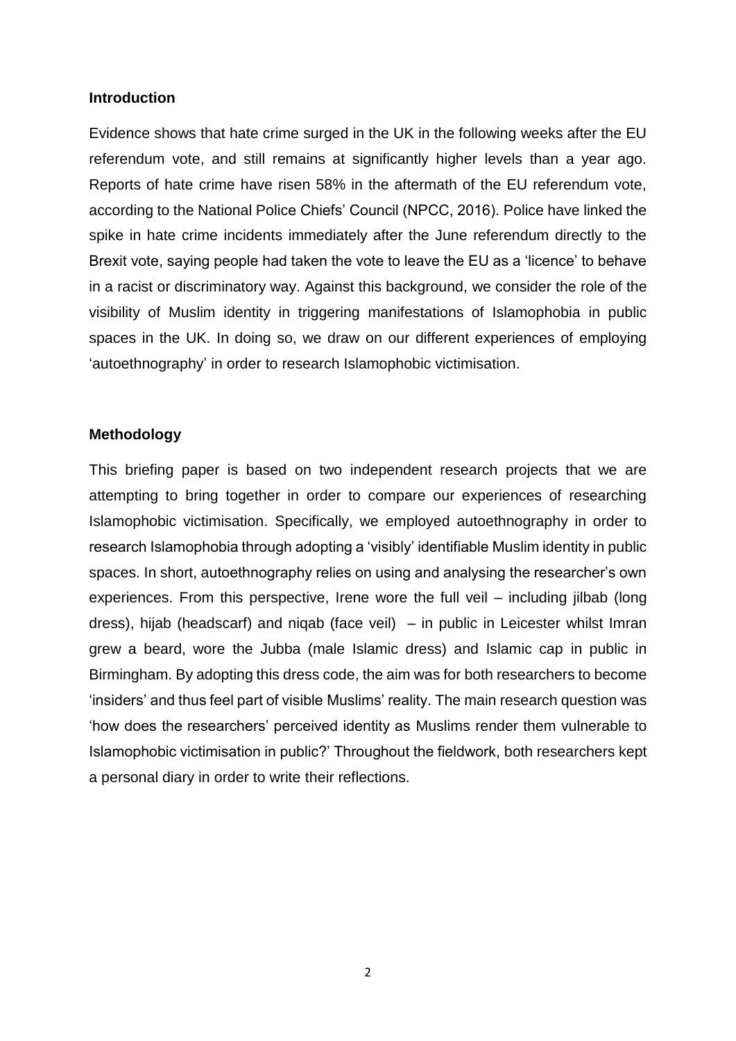## Introduction

Evidence shows that hate crime surged in the UK in the following weeks after the EU referendum vote, and still remains at significantly higher levels than a year ago. Reports of hate crime have risen 58% in the aftermath of the EU referendum vote, according to the National Police Chiefs' Council (NPCC, 2016). Police have linked the spike in hate crime incidents immediately after the June referendum directly to the Brexit vote, saying people had taken the vote to leave the EU as a 'licence' to behave in a racist or discriminatory way. Against this background, we consider the role of the visibility of Muslim identity in triggering manifestations of Islamophobia in public spaces in the UK. In doing so, we draw on our different experiences of employing 'autoethnography' in order to research Islamophobic victimisation.

## Methodology

This briefing paper is based on two independent research projects that we are attempting to bring together in order to compare our experiences of researching Islamophobic victimisation. Specifically, we employed autoethnography in order to research Islamophobia through adopting a 'visibly' identifiable Muslim identity in public spaces. In short, autoethnography relies on using and analysing the researcher's own experiences. From this perspective, Irene wore the full veil – including jilbab (long dress), hijab (headscarf) and niqab (face veil) – in public in Leicester whilst Imran grew a beard, wore the Jubba (male Islamic dress) and Islamic cap in public in Birmingham. By adopting this dress code, the aim was for both researchers to become 'insiders' and thus feel part of visible Muslims' reality. The main research question was 'how does the researchers' perceived identity as Muslims render them vulnerable to Islamophobic victimisation in public?' Throughout the fieldwork, both researchers kept a personal diary in order to write their reflections.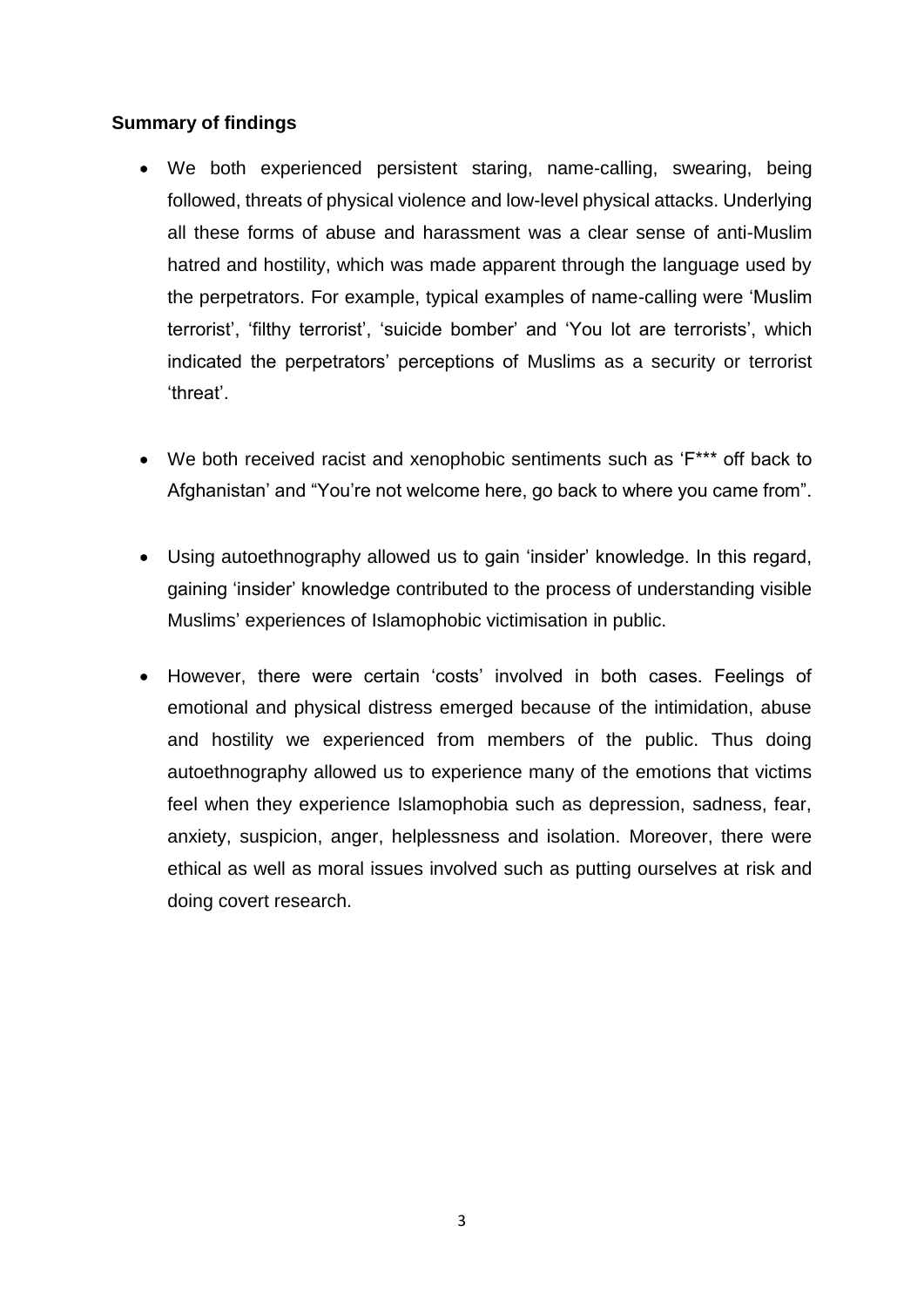**Summary of findings**

- We both experienced persistent staring, name-calling, swearing, being followed, threats of physical violence and low-level physical attacks. Underlying all these forms of abuse and harassment was a clear sense of anti-Muslim hatred and hostility, which was made apparent through the language used by the perpetrators. For example, typical examples of name-calling were 'Muslim terrorist', 'filthy terrorist', 'suicide bomber' and 'You lot are terrorists', which indicated the perpetrators' perceptions of Muslims as a security or terrorist 'threat'.

- We both received racist and xenophobic sentiments such as 'F*** off back to Afghanistan' and "You're not welcome here, go back to where you came from".

- Using autoethnography allowed us to gain 'insider' knowledge. In this regard, gaining 'insider' knowledge contributed to the process of understanding visible Muslims' experiences of Islamophobic victimisation in public.

- However, there were certain 'costs' involved in both cases. Feelings of emotional and physical distress emerged because of the intimidation, abuse and hostility we experienced from members of the public. Thus doing autoethnography allowed us to experience many of the emotions that victims feel when they experience Islamophobia such as depression, sadness, fear, anxiety, suspicion, anger, helplessness and isolation. Moreover, there were ethical as well as moral issues involved such as putting ourselves at risk and doing covert research.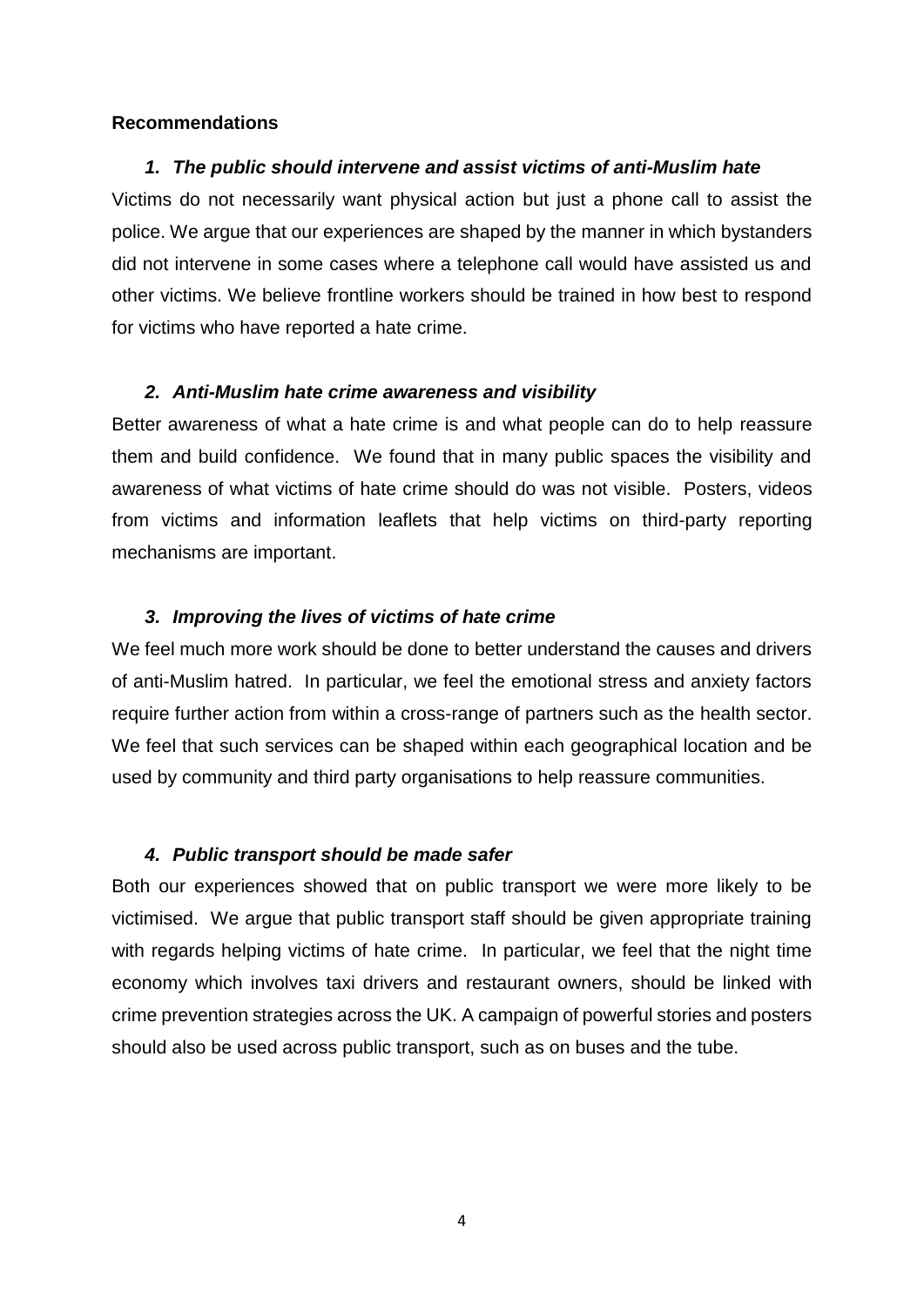**Recommendations**

### ***1. The public should intervene and assist victims of anti-Muslim hate***

Victims do not necessarily want physical action but just a phone call to assist the police. We argue that our experiences are shaped by the manner in which bystanders did not intervene in some cases where a telephone call would have assisted us and other victims. We believe frontline workers should be trained in how best to respond for victims who have reported a hate crime.

### ***2. Anti-Muslim hate crime awareness and visibility***

Better awareness of what a hate crime is and what people can do to help reassure them and build confidence. We found that in many public spaces the visibility and awareness of what victims of hate crime should do was not visible. Posters, videos from victims and information leaflets that help victims on third-party reporting mechanisms are important.

### ***3. Improving the lives of victims of hate crime***

We feel much more work should be done to better understand the causes and drivers of anti-Muslim hatred. In particular, we feel the emotional stress and anxiety factors require further action from within a cross-range of partners such as the health sector. We feel that such services can be shaped within each geographical location and be used by community and third party organisations to help reassure communities.

### ***4. Public transport should be made safer***

Both our experiences showed that on public transport we were more likely to be victimised. We argue that public transport staff should be given appropriate training with regards helping victims of hate crime. In particular, we feel that the night time economy which involves taxi drivers and restaurant owners, should be linked with crime prevention strategies across the UK. A campaign of powerful stories and posters should also be used across public transport, such as on buses and the tube.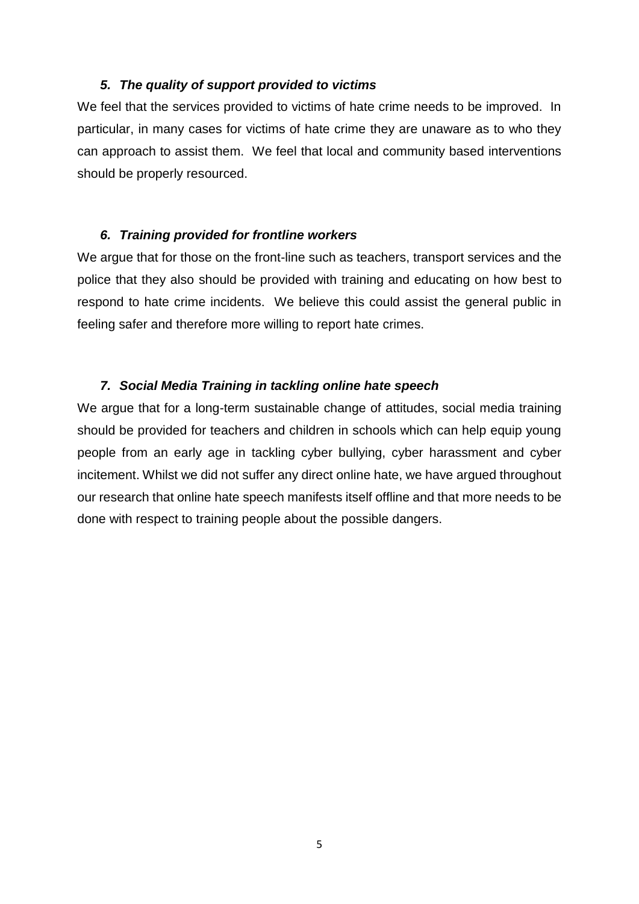### *5. The quality of support provided to victims*

We feel that the services provided to victims of hate crime needs to be improved. In particular, in many cases for victims of hate crime they are unaware as to who they can approach to assist them. We feel that local and community based interventions should be properly resourced.

### *6. Training provided for frontline workers*

We argue that for those on the front-line such as teachers, transport services and the police that they also should be provided with training and educating on how best to respond to hate crime incidents. We believe this could assist the general public in feeling safer and therefore more willing to report hate crimes.

### *7. Social Media Training in tackling online hate speech*

We argue that for a long-term sustainable change of attitudes, social media training should be provided for teachers and children in schools which can help equip young people from an early age in tackling cyber bullying, cyber harassment and cyber incitement. Whilst we did not suffer any direct online hate, we have argued throughout our research that online hate speech manifests itself offline and that more needs to be done with respect to training people about the possible dangers.